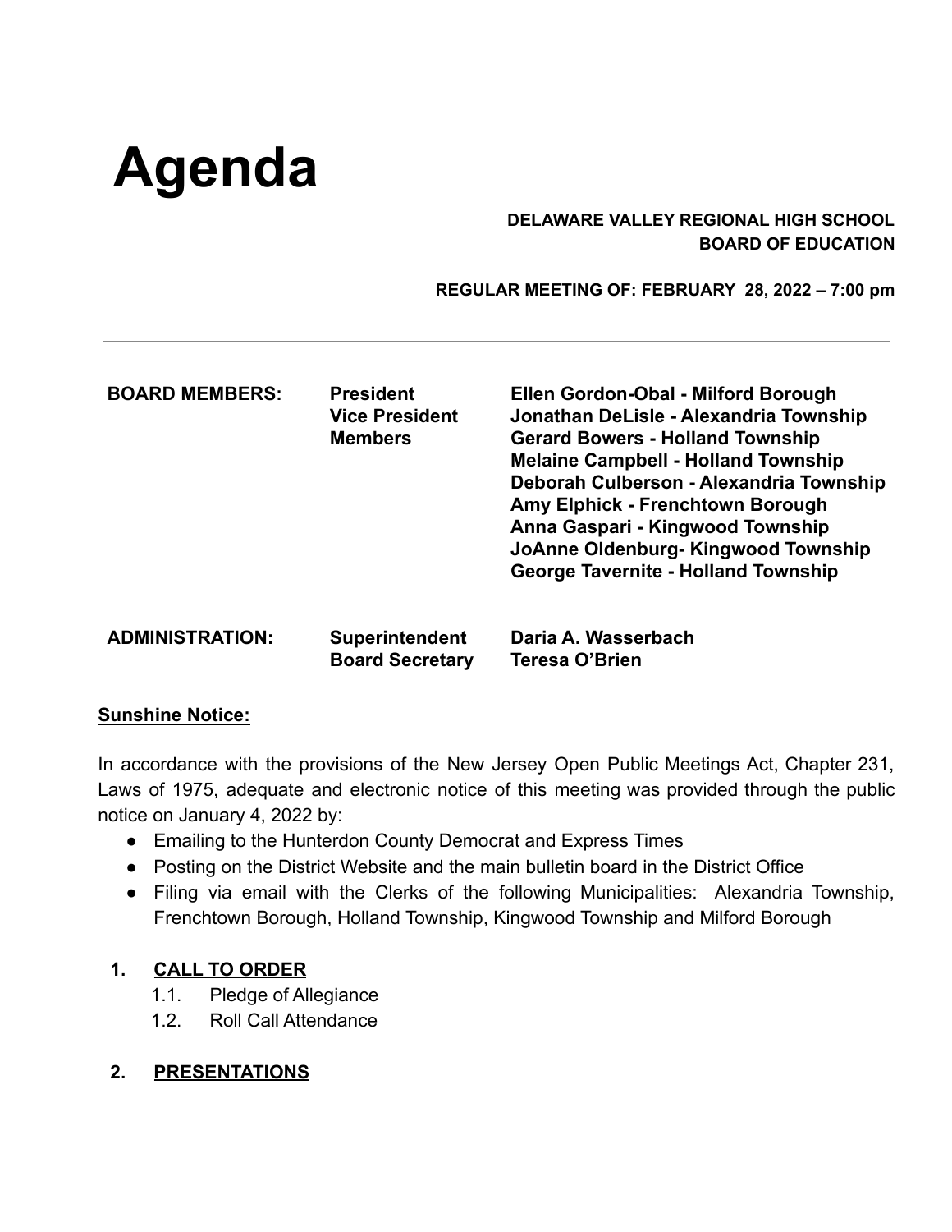# Agenda

**DELAWARE VALLEY REGIONAL HIGH SCHOOL**
**BOARD OF EDUCATION**

**REGULAR MEETING OF: FEBRUARY 28, 2022 – 7:00 pm**

---

| | | |
|---|---|---|
| **BOARD MEMBERS:** | **President** | **Ellen Gordon-Obal - Milford Borough** |
| | **Vice President** | **Jonathan DeLisle - Alexandria Township** |
| | **Members** | **Gerard Bowers - Holland Township** |
| | | **Melaine Campbell - Holland Township** |
| | | **Deborah Culberson - Alexandria Township** |
| | | **Amy Elphick - Frenchtown Borough** |
| | | **Anna Gaspari - Kingwood Township** |
| | | **JoAnne Oldenburg- Kingwood Township** |
| | | **George Tavernite - Holland Township** |

| | | |
|---|---|---|
| **ADMINISTRATION:** | **Superintendent** | **Daria A. Wasserbach** |
| | **Board Secretary** | **Teresa O'Brien** |

**<u>Sunshine Notice:</u>**

In accordance with the provisions of the New Jersey Open Public Meetings Act, Chapter 231, Laws of 1975, adequate and electronic notice of this meeting was provided through the public notice on January 4, 2022 by:

- Emailing to the Hunterdon County Democrat and Express Times
- Posting on the District Website and the main bulletin board in the District Office
- Filing via email with the Clerks of the following Municipalities: Alexandria Township, Frenchtown Borough, Holland Township, Kingwood Township and Milford Borough

1. **<u>CALL TO ORDER</u>**
   1.1. Pledge of Allegiance
   1.2. Roll Call Attendance

2. **<u>PRESENTATIONS</u>**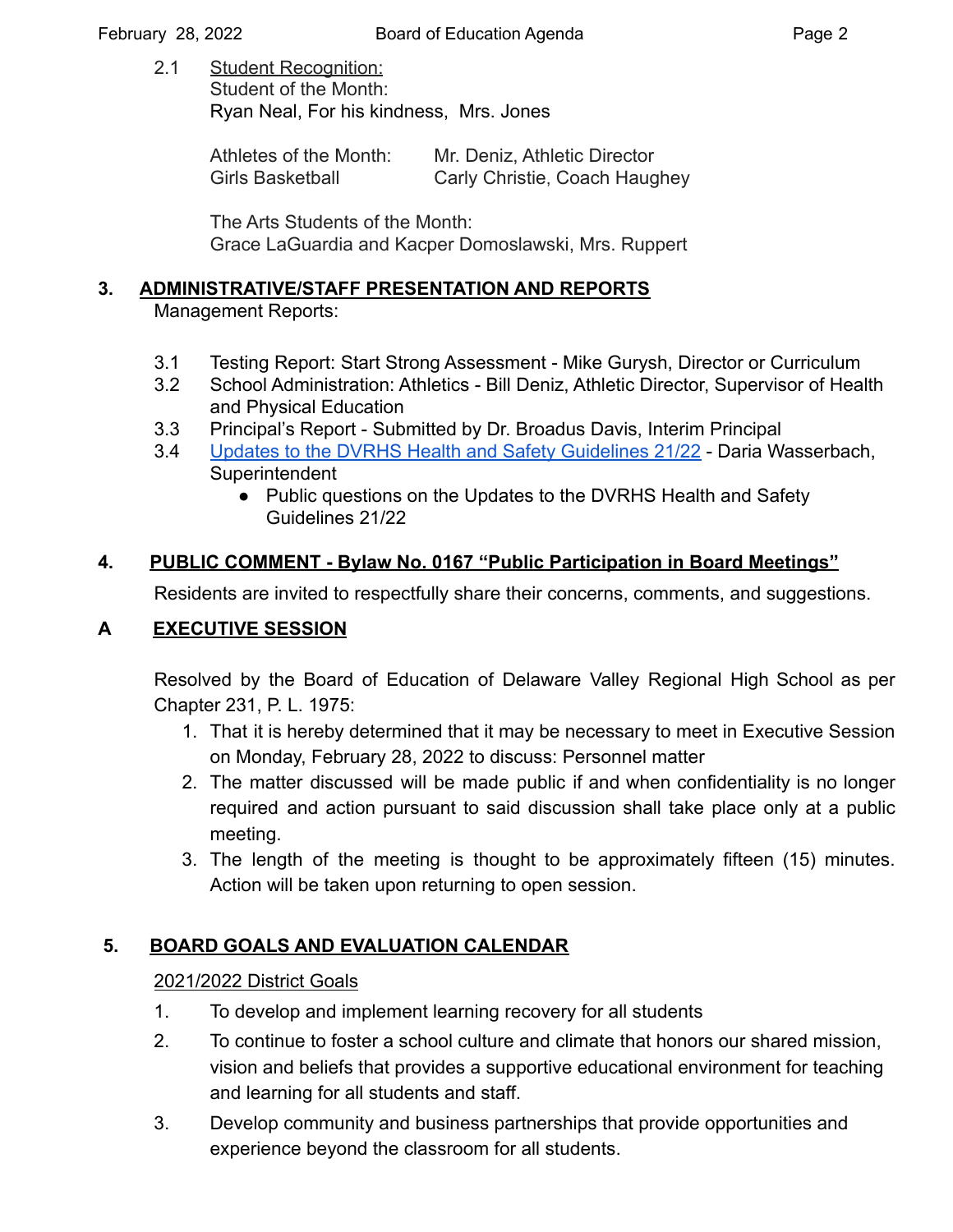2.1 Student Recognition:
Student of the Month:
Ryan Neal, For his kindness, Mrs. Jones

Athletes of the Month: Mr. Deniz, Athletic Director
Girls Basketball Carly Christie, Coach Haughey

The Arts Students of the Month:
Grace LaGuardia and Kacper Domoslawski, Mrs. Ruppert

## 3. ADMINISTRATIVE/STAFF PRESENTATION AND REPORTS

Management Reports:

3.1 Testing Report: Start Strong Assessment - Mike Gurysh, Director or Curriculum
3.2 School Administration: Athletics - Bill Deniz, Athletic Director, Supervisor of Health and Physical Education
3.3 Principal's Report - Submitted by Dr. Broadus Davis, Interim Principal
3.4 Updates to the DVRHS Health and Safety Guidelines 21/22 - Daria Wasserbach, Superintendent

- Public questions on the Updates to the DVRHS Health and Safety Guidelines 21/22

## 4. PUBLIC COMMENT - Bylaw No. 0167 "Public Participation in Board Meetings"

Residents are invited to respectfully share their concerns, comments, and suggestions.

## A EXECUTIVE SESSION

Resolved by the Board of Education of Delaware Valley Regional High School as per Chapter 231, P. L. 1975:

1. That it is hereby determined that it may be necessary to meet in Executive Session on Monday, February 28, 2022 to discuss: Personnel matter
2. The matter discussed will be made public if and when confidentiality is no longer required and action pursuant to said discussion shall take place only at a public meeting.
3. The length of the meeting is thought to be approximately fifteen (15) minutes. Action will be taken upon returning to open session.

## 5. BOARD GOALS AND EVALUATION CALENDAR

2021/2022 District Goals

1. To develop and implement learning recovery for all students
2. To continue to foster a school culture and climate that honors our shared mission, vision and beliefs that provides a supportive educational environment for teaching and learning for all students and staff.
3. Develop community and business partnerships that provide opportunities and experience beyond the classroom for all students.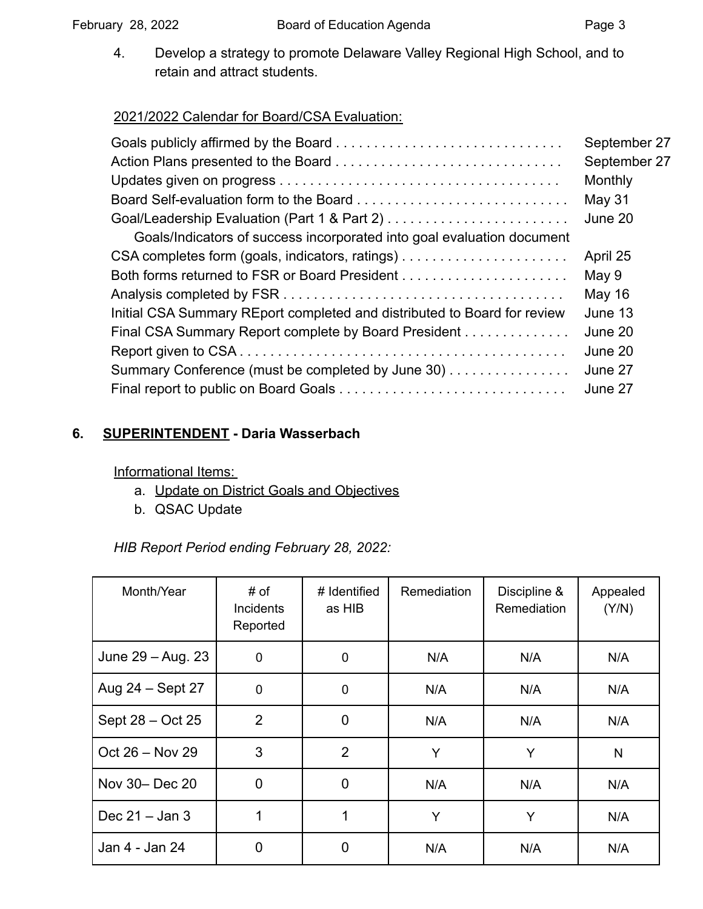4. Develop a strategy to promote Delaware Valley Regional High School, and to retain and attract students.

<u>2021/2022 Calendar for Board/CSA Evaluation:</u>

Goals publicly affirmed by the Board . . . . . . . . . . . . . . . . . . . . . . . . . . . . . . September 27
Action Plans presented to the Board . . . . . . . . . . . . . . . . . . . . . . . . . . . . . . September 27
Updates given on progress . . . . . . . . . . . . . . . . . . . . . . . . . . . . . . . . . . . . . Monthly
Board Self-evaluation form to the Board . . . . . . . . . . . . . . . . . . . . . . . . . . . . May 31
Goal/Leadership Evaluation (Part 1 & Part 2) . . . . . . . . . . . . . . . . . . . . . . . . June 20
Goals/Indicators of success incorporated into goal evaluation document
CSA completes form (goals, indicators, ratings) . . . . . . . . . . . . . . . . . . . . . . April 25
Both forms returned to FSR or Board President . . . . . . . . . . . . . . . . . . . . . . May 9
Analysis completed by FSR . . . . . . . . . . . . . . . . . . . . . . . . . . . . . . . . . . . . May 16
Initial CSA Summary REport completed and distributed to Board for review June 13
Final CSA Summary Report complete by Board President . . . . . . . . . . . . . June 20
Report given to CSA . . . . . . . . . . . . . . . . . . . . . . . . . . . . . . . . . . . . . . . . . . June 20
Summary Conference (must be completed by June 30) . . . . . . . . . . . . . . . . June 27
Final report to public on Board Goals . . . . . . . . . . . . . . . . . . . . . . . . . . . . . June 27

## 6. <u>SUPERINTENDENT</u> - Daria Wasserbach

<u>Informational Items:</u>

a. <u>Update on District Goals and Objectives</u>
b. QSAC Update

*HIB Report Period ending February 28, 2022:*

| Month/Year | # of Incidents Reported | # Identified as HIB | Remediation | Discipline & Remediation | Appealed (Y/N) |
|---|---|---|---|---|---|
| June 29 – Aug. 23 | 0 | 0 | N/A | N/A | N/A |
| Aug 24 – Sept 27 | 0 | 0 | N/A | N/A | N/A |
| Sept 28 – Oct 25 | 2 | 0 | N/A | N/A | N/A |
| Oct 26 – Nov 29 | 3 | 2 | Y | Y | N |
| Nov 30– Dec 20 | 0 | 0 | N/A | N/A | N/A |
| Dec 21 – Jan 3 | 1 | 1 | Y | Y | N/A |
| Jan 4 - Jan 24 | 0 | 0 | N/A | N/A | N/A |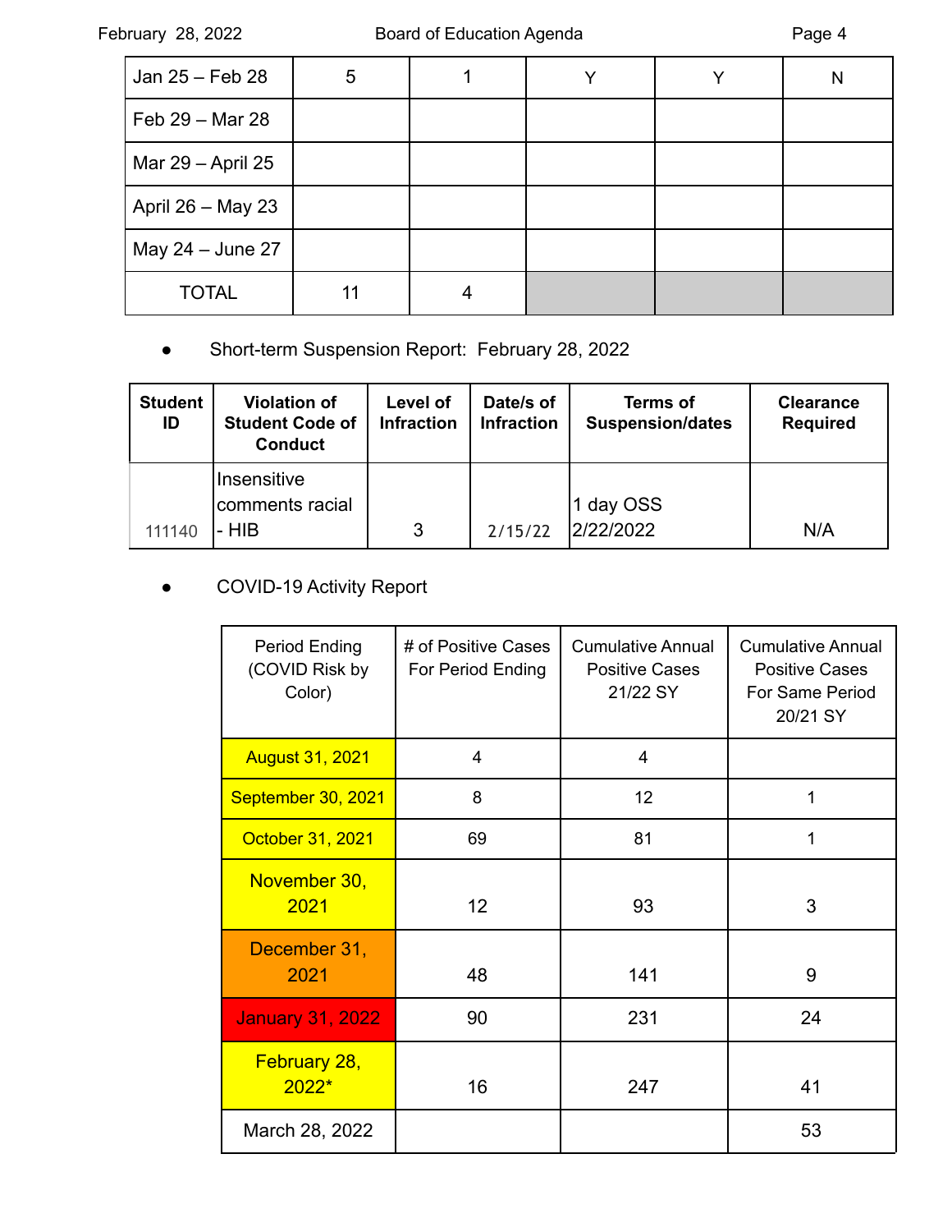| | | | | | |
|---|---|---|---|---|---|
| Jan 25 – Feb 28 | 5 | 1 | Y | Y | N |
| Feb 29 – Mar 28 | | | | | |
| Mar 29 – April 25 | | | | | |
| April 26 – May 23 | | | | | |
| May 24 – June 27 | | | | | |
| TOTAL | 11 | 4 | | | |

- Short-term Suspension Report: February 28, 2022

| Student ID | Violation of Student Code of Conduct | Level of Infraction | Date/s of Infraction | Terms of Suspension/dates | Clearance Required |
|---|---|---|---|---|---|
| 111140 | Insensitive comments racial - HIB | 3 | 2/15/22 | 1 day OSS 2/22/2022 | N/A |

- COVID-19 Activity Report

| Period Ending (COVID Risk by Color) | # of Positive Cases For Period Ending | Cumulative Annual Positive Cases 21/22 SY | Cumulative Annual Positive Cases For Same Period 20/21 SY |
|---|---|---|---|
| August 31, 2021 | 4 | 4 | |
| September 30, 2021 | 8 | 12 | 1 |
| October 31, 2021 | 69 | 81 | 1 |
| November 30, 2021 | 12 | 93 | 3 |
| December 31, 2021 | 48 | 141 | 9 |
| January 31, 2022 | 90 | 231 | 24 |
| February 28, 2022* | 16 | 247 | 41 |
| March 28, 2022 | | | 53 |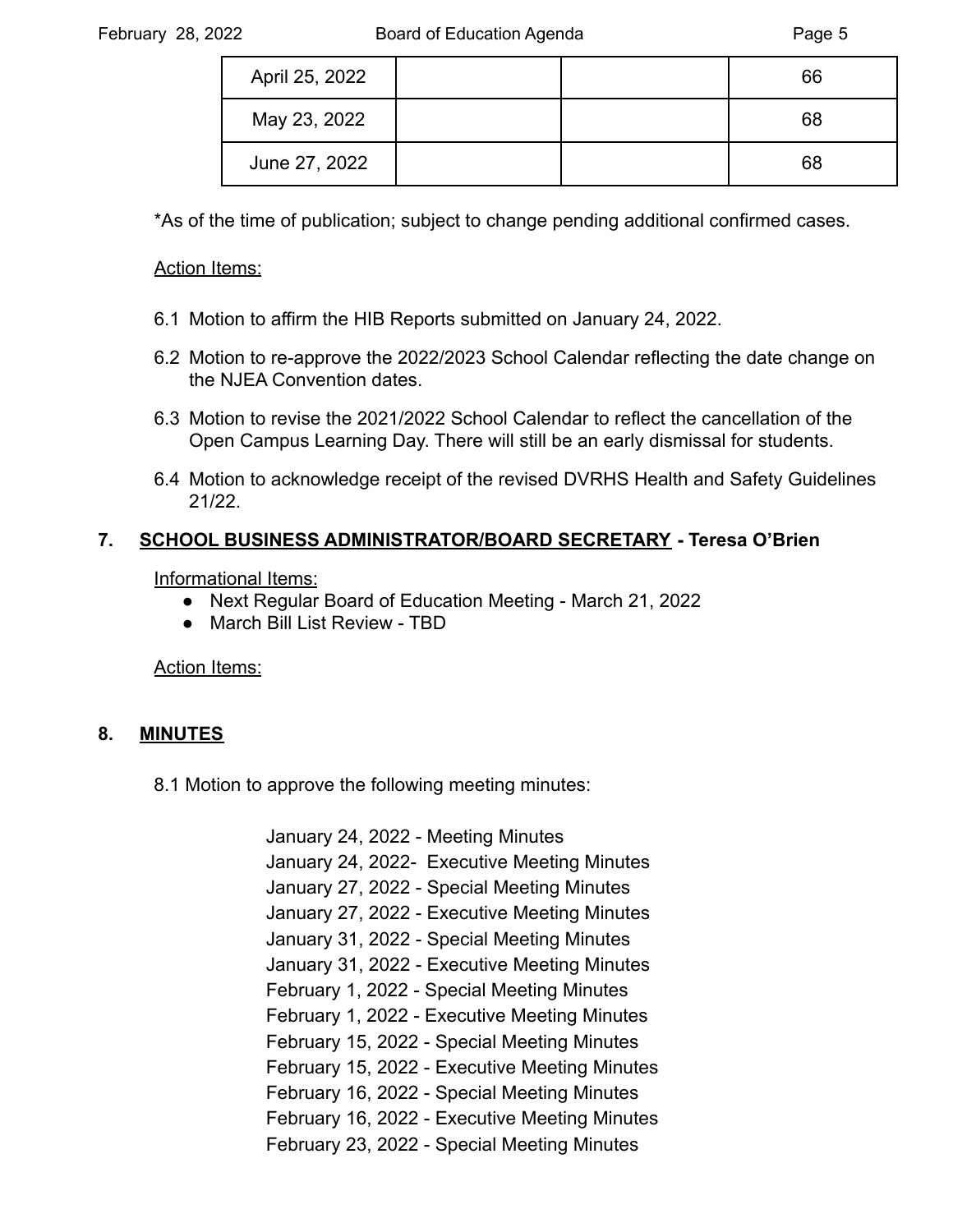| April 25, 2022 | | | 66 |
|---|---|---|---|
| May 23, 2022 | | | 68 |
| June 27, 2022 | | | 68 |

*As of the time of publication; subject to change pending additional confirmed cases.

Action Items:

6.1 Motion to affirm the HIB Reports submitted on January 24, 2022.

6.2 Motion to re-approve the 2022/2023 School Calendar reflecting the date change on the NJEA Convention dates.

6.3 Motion to revise the 2021/2022 School Calendar to reflect the cancellation of the Open Campus Learning Day. There will still be an early dismissal for students.

6.4 Motion to acknowledge receipt of the revised DVRHS Health and Safety Guidelines 21/22.

## 7. SCHOOL BUSINESS ADMINISTRATOR/BOARD SECRETARY - Teresa O'Brien

Informational Items:

- Next Regular Board of Education Meeting - March 21, 2022
- March Bill List Review - TBD

Action Items:

## 8. MINUTES

8.1 Motion to approve the following meeting minutes:

January 24, 2022 - Meeting Minutes
January 24, 2022- Executive Meeting Minutes
January 27, 2022 - Special Meeting Minutes
January 27, 2022 - Executive Meeting Minutes
January 31, 2022 - Special Meeting Minutes
January 31, 2022 - Executive Meeting Minutes
February 1, 2022 - Special Meeting Minutes
February 1, 2022 - Executive Meeting Minutes
February 15, 2022 - Special Meeting Minutes
February 15, 2022 - Executive Meeting Minutes
February 16, 2022 - Special Meeting Minutes
February 16, 2022 - Executive Meeting Minutes
February 23, 2022 - Special Meeting Minutes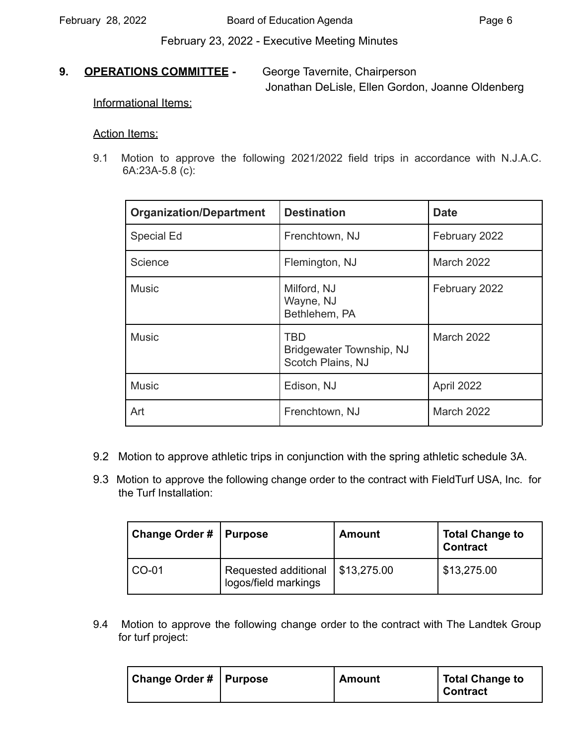February 23, 2022 - Executive Meeting Minutes

**9. OPERATIONS COMMITTEE -** George Tavernite, Chairperson
Jonathan DeLisle, Ellen Gordon, Joanne Oldenberg

Informational Items:

Action Items:

9.1 Motion to approve the following 2021/2022 field trips in accordance with N.J.A.C. 6A:23A-5.8 (c):

| Organization/Department | Destination | Date |
|---|---|---|
| Special Ed | Frenchtown, NJ | February 2022 |
| Science | Flemington, NJ | March 2022 |
| Music | Milford, NJ<br>Wayne, NJ<br>Bethlehem, PA | February 2022 |
| Music | TBD<br>Bridgewater Township, NJ<br>Scotch Plains, NJ | March 2022 |
| Music | Edison, NJ | April 2022 |
| Art | Frenchtown, NJ | March 2022 |

9.2 Motion to approve athletic trips in conjunction with the spring athletic schedule 3A.

9.3 Motion to approve the following change order to the contract with FieldTurf USA, Inc. for the Turf Installation:

| Change Order # | Purpose | Amount | Total Change to Contract |
|---|---|---|---|
| CO-01 | Requested additional logos/field markings | $13,275.00 | $13,275.00 |

9.4 Motion to approve the following change order to the contract with The Landtek Group for turf project:

| Change Order # | Purpose | Amount | Total Change to Contract |
|---|---|---|---|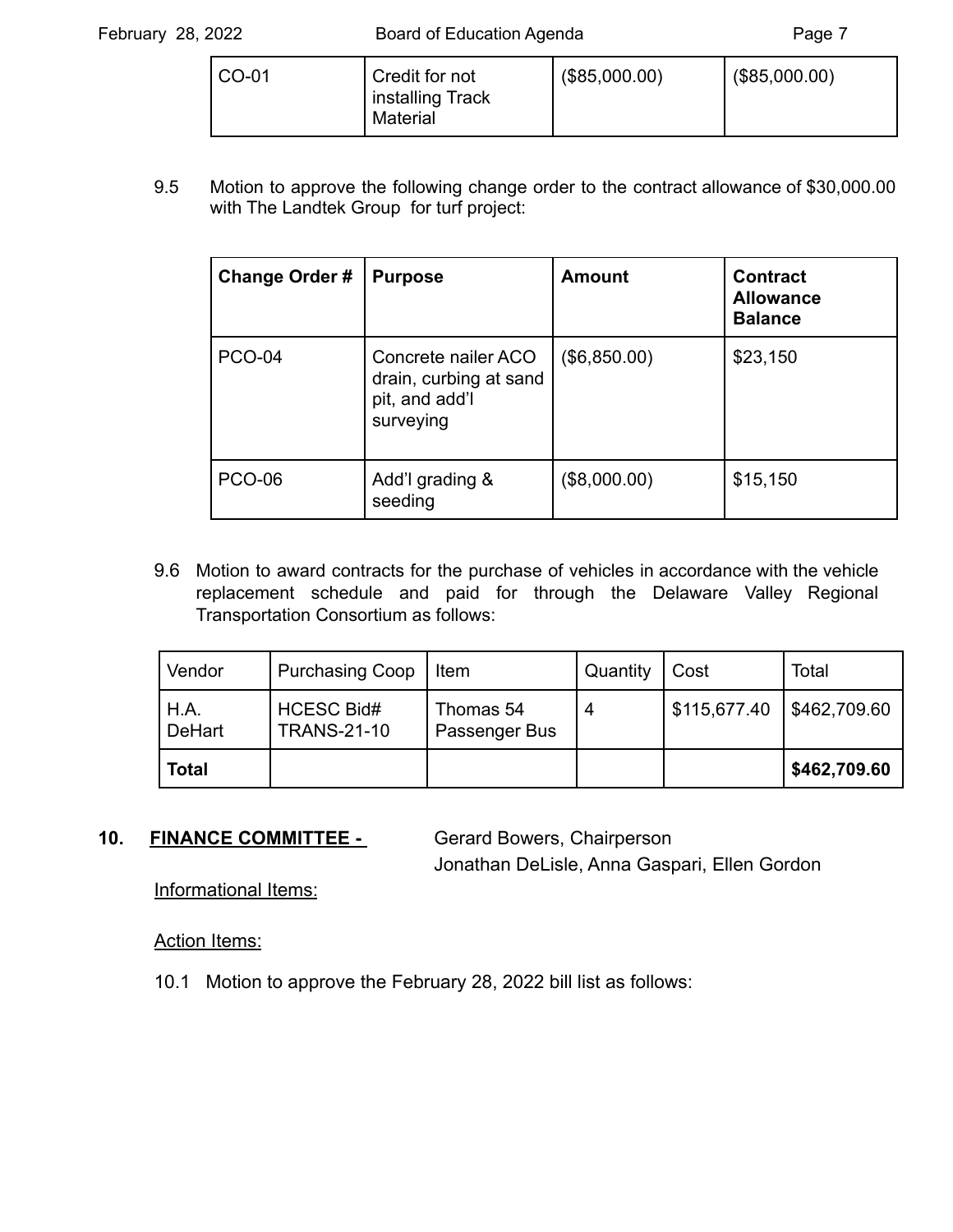| CO-01 | Credit for not installing Track Material | ($85,000.00) | ($85,000.00) |
|---|---|---|---|

9.5 Motion to approve the following change order to the contract allowance of $30,000.00 with The Landtek Group for turf project:

| **Change Order #** | **Purpose** | **Amount** | **Contract Allowance Balance** |
|---|---|---|---|
| PCO-04 | Concrete nailer ACO drain, curbing at sand pit, and add'l surveying | ($6,850.00) | $23,150 |
| PCO-06 | Add'l grading & seeding | ($8,000.00) | $15,150 |

9.6 Motion to award contracts for the purchase of vehicles in accordance with the vehicle replacement schedule and paid for through the Delaware Valley Regional Transportation Consortium as follows:

| Vendor | Purchasing Coop | Item | Quantity | Cost | Total |
|---|---|---|---|---|---|
| H.A. DeHart | HCESC Bid# TRANS-21-10 | Thomas 54 Passenger Bus | 4 | $115,677.40 | $462,709.60 |
| **Total** | | | | | **$462,709.60** |

**10. FINANCE COMMITTEE -** Gerard Bowers, Chairperson
Jonathan DeLisle, Anna Gaspari, Ellen Gordon

Informational Items:

Action Items:

10.1 Motion to approve the February 28, 2022 bill list as follows: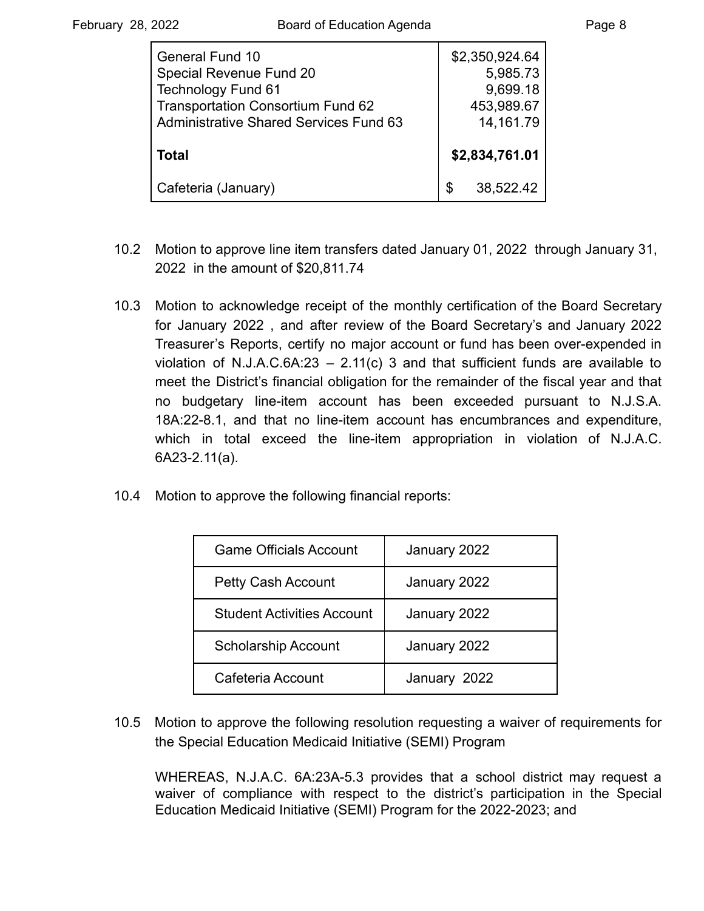| | |
|---|---|
| General Fund 10 | $2,350,924.64 |
| Special Revenue Fund 20 | 5,985.73 |
| Technology Fund 61 | 9,699.18 |
| Transportation Consortium Fund 62 | 453,989.67 |
| Administrative Shared Services Fund 63 | 14,161.79 |
| **Total** | **$2,834,761.01** |
| Cafeteria (January) | $ 38,522.42 |

10.2 Motion to approve line item transfers dated January 01, 2022 through January 31, 2022 in the amount of $20,811.74

10.3 Motion to acknowledge receipt of the monthly certification of the Board Secretary for January 2022 , and after review of the Board Secretary's and January 2022 Treasurer's Reports, certify no major account or fund has been over-expended in violation of N.J.A.C.6A:23 – 2.11(c) 3 and that sufficient funds are available to meet the District's financial obligation for the remainder of the fiscal year and that no budgetary line-item account has been exceeded pursuant to N.J.S.A. 18A:22-8.1, and that no line-item account has encumbrances and expenditure, which in total exceed the line-item appropriation in violation of N.J.A.C. 6A23-2.11(a).

10.4 Motion to approve the following financial reports:

| | |
|---|---|
| Game Officials Account | January 2022 |
| Petty Cash Account | January 2022 |
| Student Activities Account | January 2022 |
| Scholarship Account | January 2022 |
| Cafeteria Account | January 2022 |

10.5 Motion to approve the following resolution requesting a waiver of requirements for the Special Education Medicaid Initiative (SEMI) Program

WHEREAS, N.J.A.C. 6A:23A-5.3 provides that a school district may request a waiver of compliance with respect to the district's participation in the Special Education Medicaid Initiative (SEMI) Program for the 2022-2023; and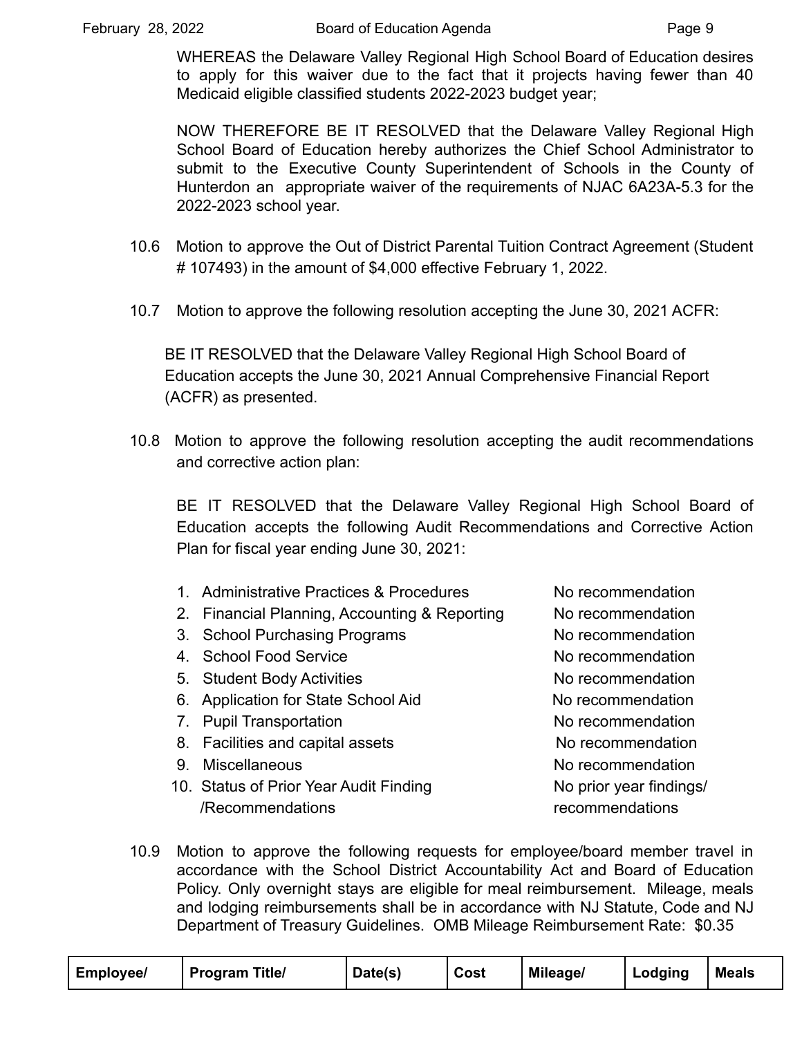WHEREAS the Delaware Valley Regional High School Board of Education desires to apply for this waiver due to the fact that it projects having fewer than 40 Medicaid eligible classified students 2022-2023 budget year;

NOW THEREFORE BE IT RESOLVED that the Delaware Valley Regional High School Board of Education hereby authorizes the Chief School Administrator to submit to the Executive County Superintendent of Schools in the County of Hunterdon an appropriate waiver of the requirements of NJAC 6A23A-5.3 for the 2022-2023 school year.

10.6 Motion to approve the Out of District Parental Tuition Contract Agreement (Student # 107493) in the amount of $4,000 effective February 1, 2022.

10.7 Motion to approve the following resolution accepting the June 30, 2021 ACFR:

BE IT RESOLVED that the Delaware Valley Regional High School Board of Education accepts the June 30, 2021 Annual Comprehensive Financial Report (ACFR) as presented.

10.8 Motion to approve the following resolution accepting the audit recommendations and corrective action plan:

BE IT RESOLVED that the Delaware Valley Regional High School Board of Education accepts the following Audit Recommendations and Corrective Action Plan for fiscal year ending June 30, 2021:

1. Administrative Practices & Procedures — No recommendation
2. Financial Planning, Accounting & Reporting — No recommendation
3. School Purchasing Programs — No recommendation
4. School Food Service — No recommendation
5. Student Body Activities — No recommendation
6. Application for State School Aid — No recommendation
7. Pupil Transportation — No recommendation
8. Facilities and capital assets — No recommendation
9. Miscellaneous — No recommendation
10. Status of Prior Year Audit Finding /Recommendations — No prior year findings/ recommendations

10.9 Motion to approve the following requests for employee/board member travel in accordance with the School District Accountability Act and Board of Education Policy. Only overnight stays are eligible for meal reimbursement. Mileage, meals and lodging reimbursements shall be in accordance with NJ Statute, Code and NJ Department of Treasury Guidelines. OMB Mileage Reimbursement Rate: $0.35

| Employee/ | Program Title/ | Date(s) | Cost | Mileage/ | Lodging | Meals |
|---|---|---|---|---|---|---|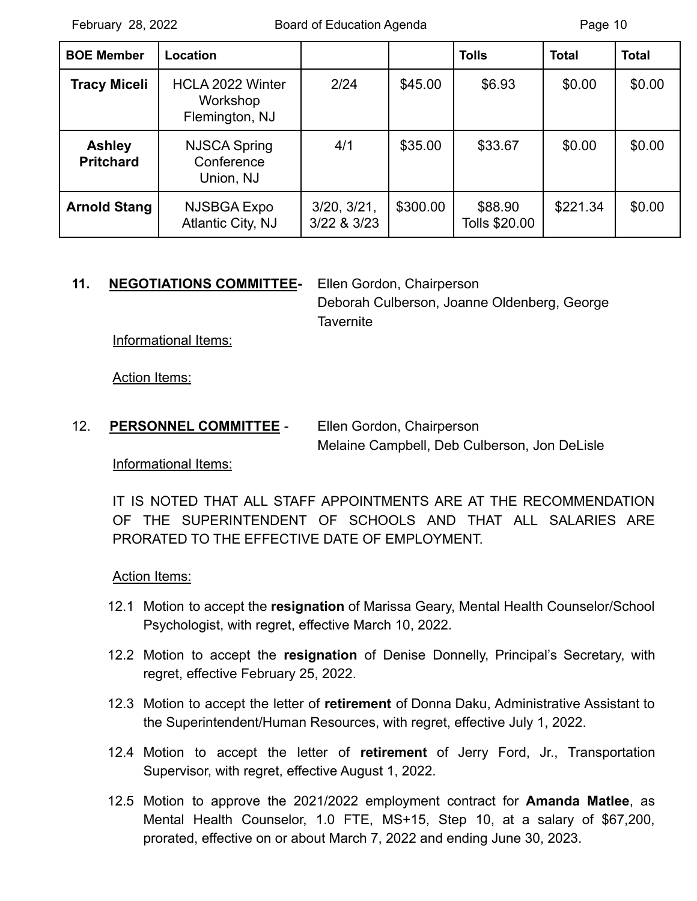| BOE Member | Location | | | Tolls | Total | Total |
|---|---|---|---|---|---|---|
| **Tracy Miceli** | HCLA 2022 Winter Workshop Flemington, NJ | 2/24 | $45.00 | $6.93 | $0.00 | $0.00 |
| **Ashley Pritchard** | NJSCA Spring Conference Union, NJ | 4/1 | $35.00 | $33.67 | $0.00 | $0.00 |
| **Arnold Stang** | NJSBGA Expo Atlantic City, NJ | 3/20, 3/21, 3/22 & 3/23 | $300.00 | $88.90 Tolls $20.00 | $221.34 | $0.00 |

**11. NEGOTIATIONS COMMITTEE-** Ellen Gordon, Chairperson
Deborah Culberson, Joanne Oldenberg, George Tavernite

Informational Items:

Action Items:

12. **PERSONNEL COMMITTEE** - Ellen Gordon, Chairperson
Melaine Campbell, Deb Culberson, Jon DeLisle

Informational Items:

IT IS NOTED THAT ALL STAFF APPOINTMENTS ARE AT THE RECOMMENDATION OF THE SUPERINTENDENT OF SCHOOLS AND THAT ALL SALARIES ARE PRORATED TO THE EFFECTIVE DATE OF EMPLOYMENT.

Action Items:

12.1 Motion to accept the **resignation** of Marissa Geary, Mental Health Counselor/School Psychologist, with regret, effective March 10, 2022.

12.2 Motion to accept the **resignation** of Denise Donnelly, Principal's Secretary, with regret, effective February 25, 2022.

12.3 Motion to accept the letter of **retirement** of Donna Daku, Administrative Assistant to the Superintendent/Human Resources, with regret, effective July 1, 2022.

12.4 Motion to accept the letter of **retirement** of Jerry Ford, Jr., Transportation Supervisor, with regret, effective August 1, 2022.

12.5 Motion to approve the 2021/2022 employment contract for **Amanda Matlee**, as Mental Health Counselor, 1.0 FTE, MS+15, Step 10, at a salary of $67,200, prorated, effective on or about March 7, 2022 and ending June 30, 2023.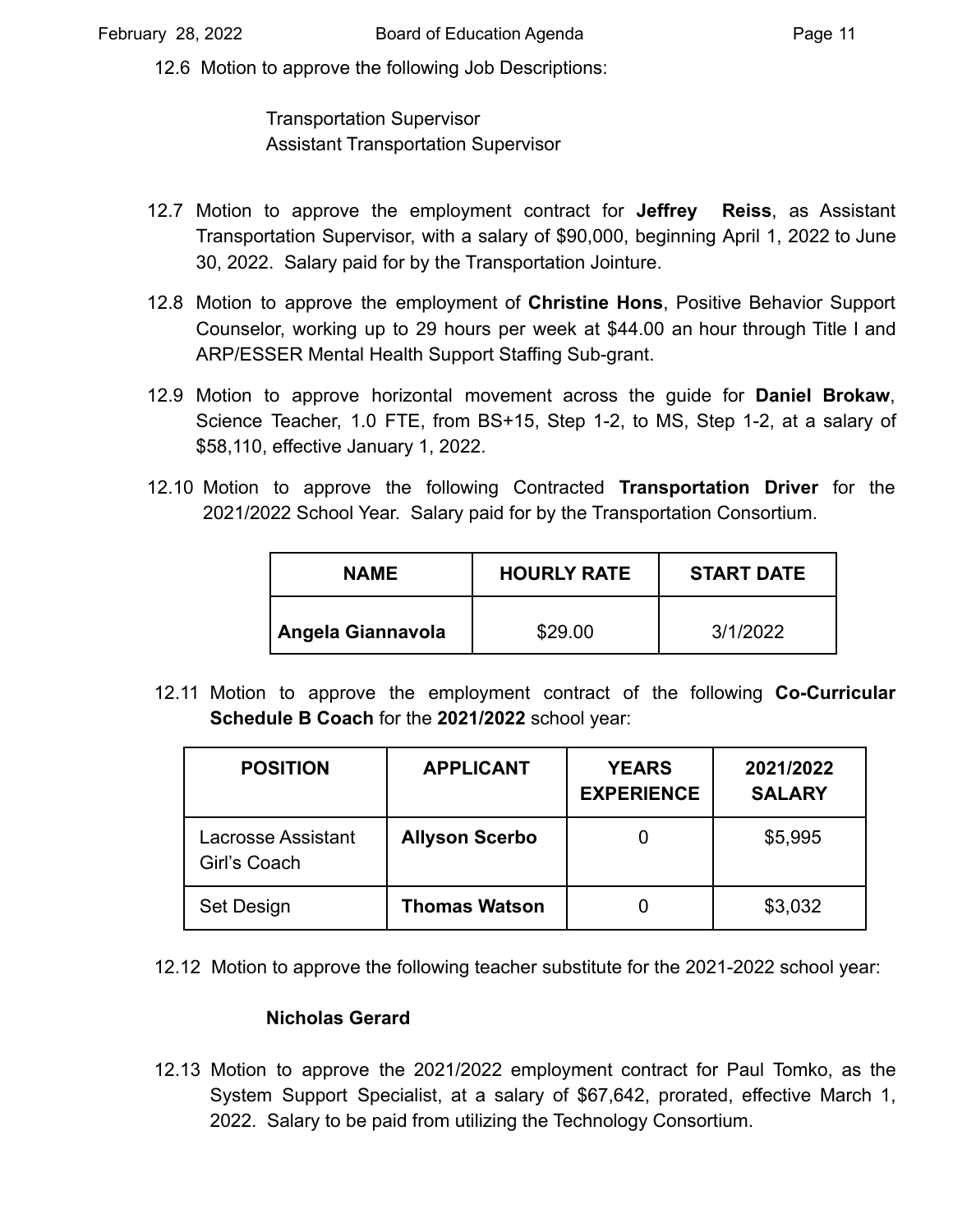12.6 Motion to approve the following Job Descriptions:

Transportation Supervisor
Assistant Transportation Supervisor

12.7 Motion to approve the employment contract for **Jeffrey Reiss**, as Assistant Transportation Supervisor, with a salary of $90,000, beginning April 1, 2022 to June 30, 2022. Salary paid for by the Transportation Jointure.

12.8 Motion to approve the employment of **Christine Hons**, Positive Behavior Support Counselor, working up to 29 hours per week at $44.00 an hour through Title I and ARP/ESSER Mental Health Support Staffing Sub-grant.

12.9 Motion to approve horizontal movement across the guide for **Daniel Brokaw**, Science Teacher, 1.0 FTE, from BS+15, Step 1-2, to MS, Step 1-2, at a salary of $58,110, effective January 1, 2022.

12.10 Motion to approve the following Contracted **Transportation Driver** for the 2021/2022 School Year. Salary paid for by the Transportation Consortium.

| NAME | HOURLY RATE | START DATE |
|---|---|---|
| **Angela Giannavola** | $29.00 | 3/1/2022 |

12.11 Motion to approve the employment contract of the following **Co-Curricular Schedule B Coach** for the **2021/2022** school year:

| POSITION | APPLICANT | YEARS EXPERIENCE | 2021/2022 SALARY |
|---|---|---|---|
| Lacrosse Assistant Girl's Coach | **Allyson Scerbo** | 0 | $5,995 |
| Set Design | **Thomas Watson** | 0 | $3,032 |

12.12 Motion to approve the following teacher substitute for the 2021-2022 school year:

**Nicholas Gerard**

12.13 Motion to approve the 2021/2022 employment contract for Paul Tomko, as the System Support Specialist, at a salary of $67,642, prorated, effective March 1, 2022. Salary to be paid from utilizing the Technology Consortium.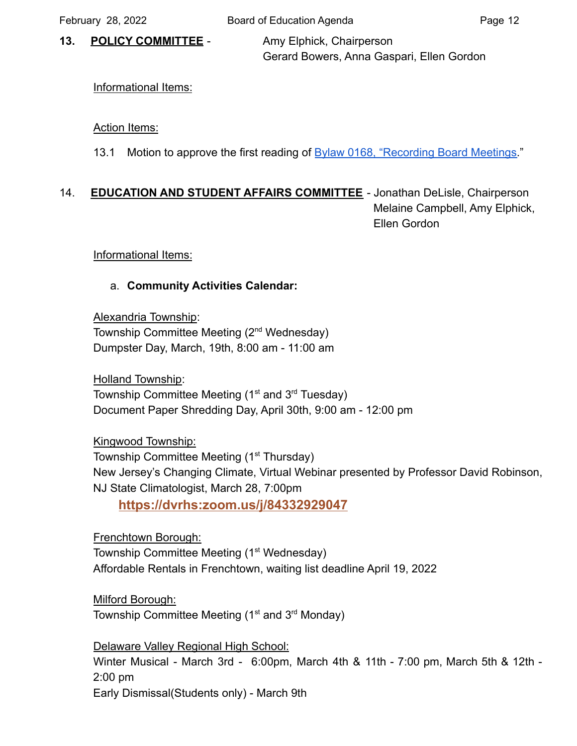## 13. **POLICY COMMITTEE** - Amy Elphick, Chairperson
Gerard Bowers, Anna Gaspari, Ellen Gordon

Informational Items:

Action Items:

13.1 Motion to approve the first reading of Bylaw 0168, "Recording Board Meetings."

## 14. **EDUCATION AND STUDENT AFFAIRS COMMITTEE** - Jonathan DeLisle, Chairperson
Melaine Campbell, Amy Elphick, Ellen Gordon

Informational Items:

a. **Community Activities Calendar:**

Alexandria Township:
Township Committee Meeting (2nd Wednesday)
Dumpster Day, March, 19th, 8:00 am - 11:00 am

Holland Township:
Township Committee Meeting (1st and 3rd Tuesday)
Document Paper Shredding Day, April 30th, 9:00 am - 12:00 pm

Kingwood Township:
Township Committee Meeting (1st Thursday)
New Jersey's Changing Climate, Virtual Webinar presented by Professor David Robinson, NJ State Climatologist, March 28, 7:00pm
**https://dvrhs:zoom.us/j/84332929047**

Frenchtown Borough:
Township Committee Meeting (1st Wednesday)
Affordable Rentals in Frenchtown, waiting list deadline April 19, 2022

Milford Borough:
Township Committee Meeting (1st and 3rd Monday)

Delaware Valley Regional High School:
Winter Musical - March 3rd - 6:00pm, March 4th & 11th - 7:00 pm, March 5th & 12th - 2:00 pm
Early Dismissal(Students only) - March 9th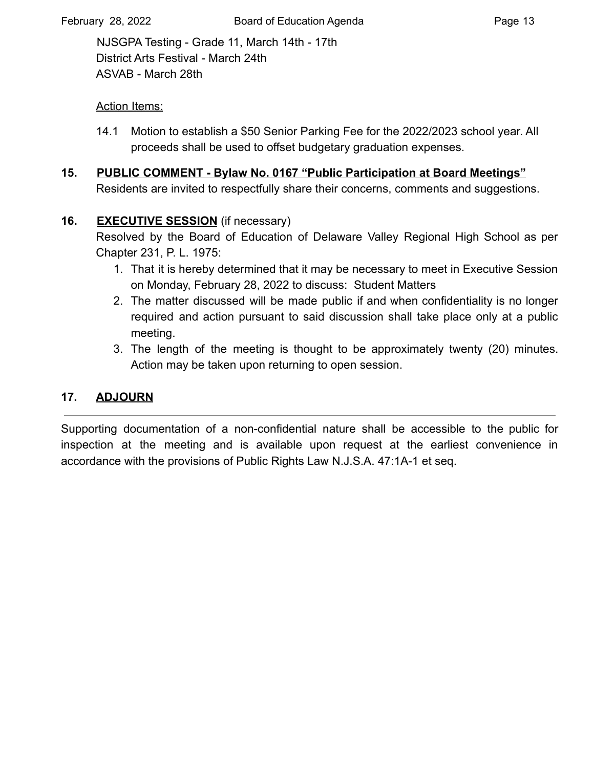NJSGPA Testing - Grade 11, March 14th - 17th
District Arts Festival - March 24th
ASVAB - March 28th

Action Items:

14.1 Motion to establish a $50 Senior Parking Fee for the 2022/2023 school year. All proceeds shall be used to offset budgetary graduation expenses.

## 15. PUBLIC COMMENT - Bylaw No. 0167 "Public Participation at Board Meetings"

Residents are invited to respectfully share their concerns, comments and suggestions.

## 16. EXECUTIVE SESSION (if necessary)

Resolved by the Board of Education of Delaware Valley Regional High School as per Chapter 231, P. L. 1975:

1. That it is hereby determined that it may be necessary to meet in Executive Session on Monday, February 28, 2022 to discuss: Student Matters
2. The matter discussed will be made public if and when confidentiality is no longer required and action pursuant to said discussion shall take place only at a public meeting.
3. The length of the meeting is thought to be approximately twenty (20) minutes. Action may be taken upon returning to open session.

## 17. ADJOURN

---

Supporting documentation of a non-confidential nature shall be accessible to the public for inspection at the meeting and is available upon request at the earliest convenience in accordance with the provisions of Public Rights Law N.J.S.A. 47:1A-1 et seq.